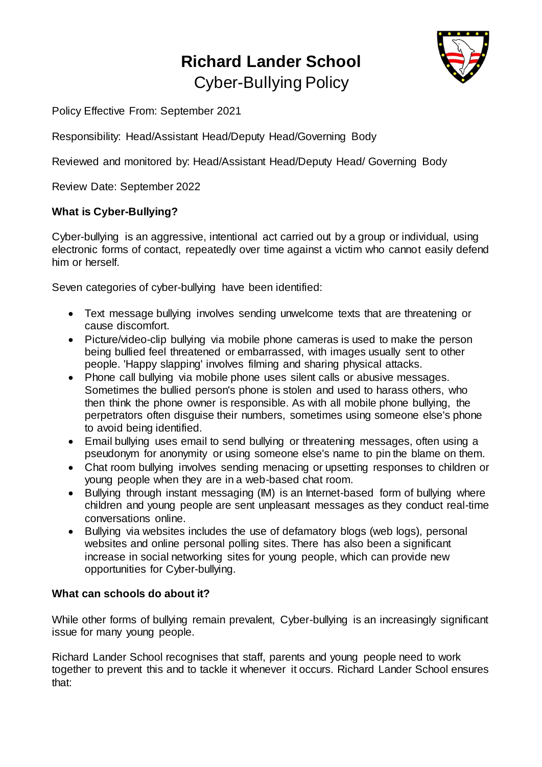# Richard Lander School

## Cyber-Bullying Policy

Policy Effective From: September 2021

Responsibility: Head/Assistant Head/Deputy Head/Governing Body

Reviewed and monitored by: Head/Assistant Head/Deputy Head/ Governing Body

Review Date: September 2022

**What is Cyber-Bullying?**

Cyber-bullying is an aggressive, intentional act carried out by a group or individual, using electronic forms of contact, repeatedly over time against a victim who cannot easily defend him or herself.

Seven categories of cyber-bullying have been identified:

- Text message bullying involves sending unwelcome texts that are threatening or cause discomfort.
- Picture/video-clip bullying via mobile phone cameras is used to make the person being bullied feel threatened or embarrassed, with images usually sent to other people. 'Happy slapping' involves filming and sharing physical attacks.
- Phone call bullying via mobile phone uses silent calls or abusive messages. Sometimes the bullied person's phone is stolen and used to harass others, who then think the phone owner is responsible. As with all mobile phone bullying, the perpetrators often disguise their numbers, sometimes using someone else's phone to avoid being identified.
- Email bullying uses email to send bullying or threatening messages, often using a pseudonym for anonymity or using someone else's name to pin the blame on them.
- Chat room bullying involves sending menacing or upsetting responses to children or young people when they are in a web-based chat room.
- Bullying through instant messaging (IM) is an Internet-based form of bullying where children and young people are sent unpleasant messages as they conduct real-time conversations online.
- Bullying via websites includes the use of defamatory blogs (web logs), personal websites and online personal polling sites. There has also been a significant increase in social networking sites for young people, which can provide new opportunities for Cyber-bullying.

**What can schools do about it?**

While other forms of bullying remain prevalent, Cyber-bullying is an increasingly significant issue for many young people.

Richard Lander School recognises that staff, parents and young people need to work together to prevent this and to tackle it whenever it occurs. Richard Lander School ensures that: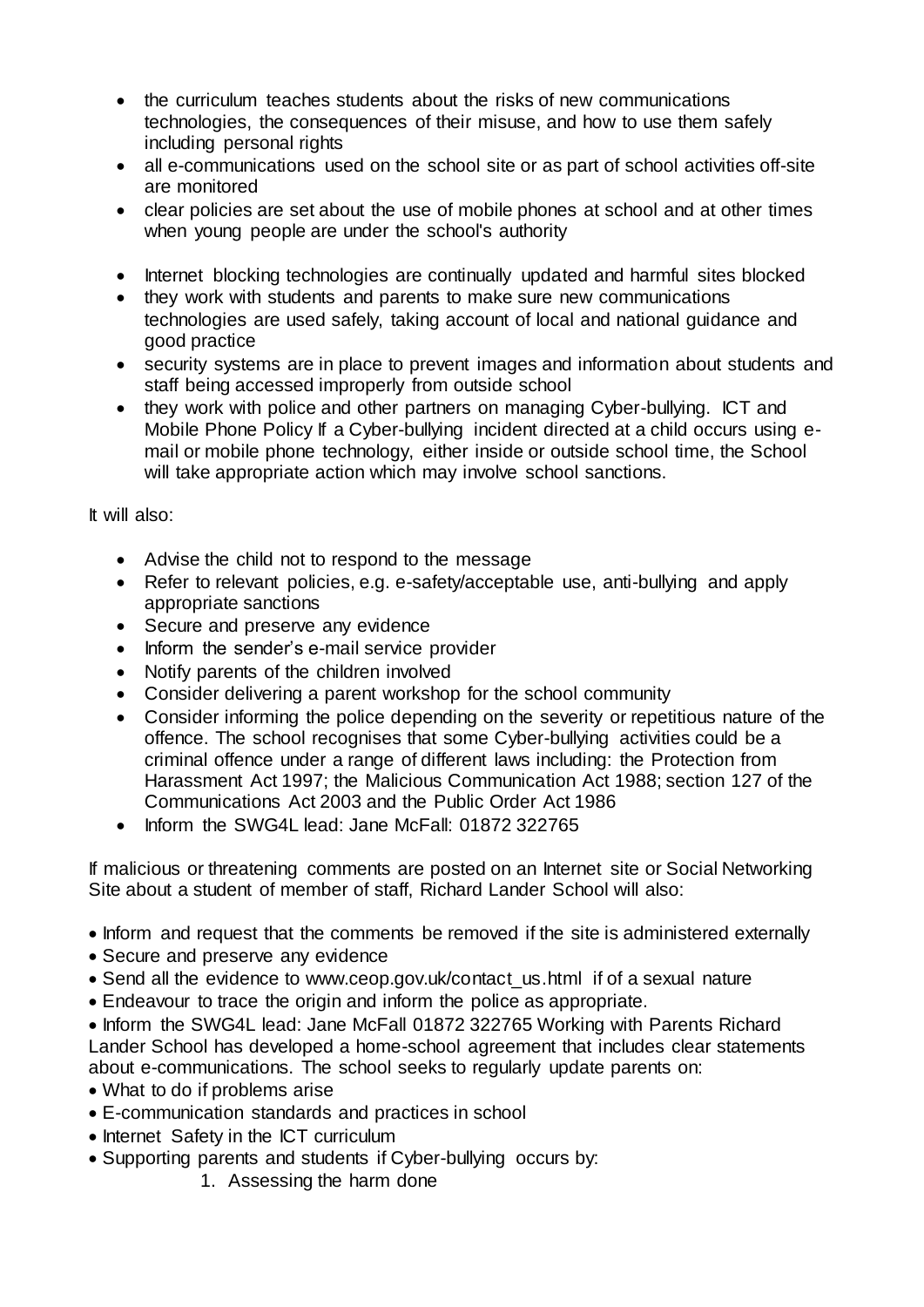- the curriculum teaches students about the risks of new communications technologies, the consequences of their misuse, and how to use them safely including personal rights
- all e-communications used on the school site or as part of school activities off-site are monitored
- clear policies are set about the use of mobile phones at school and at other times when young people are under the school's authority
- Internet blocking technologies are continually updated and harmful sites blocked
- they work with students and parents to make sure new communications technologies are used safely, taking account of local and national guidance and good practice
- security systems are in place to prevent images and information about students and staff being accessed improperly from outside school
- they work with police and other partners on managing Cyber-bullying. ICT and Mobile Phone Policy If a Cyber-bullying incident directed at a child occurs using e-mail or mobile phone technology, either inside or outside school time, the School will take appropriate action which may involve school sanctions.

It will also:

- Advise the child not to respond to the message
- Refer to relevant policies, e.g. e-safety/acceptable use, anti-bullying and apply appropriate sanctions
- Secure and preserve any evidence
- Inform the sender's e-mail service provider
- Notify parents of the children involved
- Consider delivering a parent workshop for the school community
- Consider informing the police depending on the severity or repetitious nature of the offence. The school recognises that some Cyber-bullying activities could be a criminal offence under a range of different laws including: the Protection from Harassment Act 1997; the Malicious Communication Act 1988; section 127 of the Communications Act 2003 and the Public Order Act 1986
- Inform the SWG4L lead: Jane McFall: 01872 322765

If malicious or threatening comments are posted on an Internet site or Social Networking Site about a student of member of staff, Richard Lander School will also:

- Inform and request that the comments be removed if the site is administered externally
- Secure and preserve any evidence
- Send all the evidence to www.ceop.gov.uk/contact_us.html if of a sexual nature
- Endeavour to trace the origin and inform the police as appropriate.
- Inform the SWG4L lead: Jane McFall 01872 322765 Working with Parents Richard Lander School has developed a home-school agreement that includes clear statements about e-communications. The school seeks to regularly update parents on:
- What to do if problems arise
- E-communication standards and practices in school
- Internet Safety in the ICT curriculum
- Supporting parents and students if Cyber-bullying occurs by:
    1. Assessing the harm done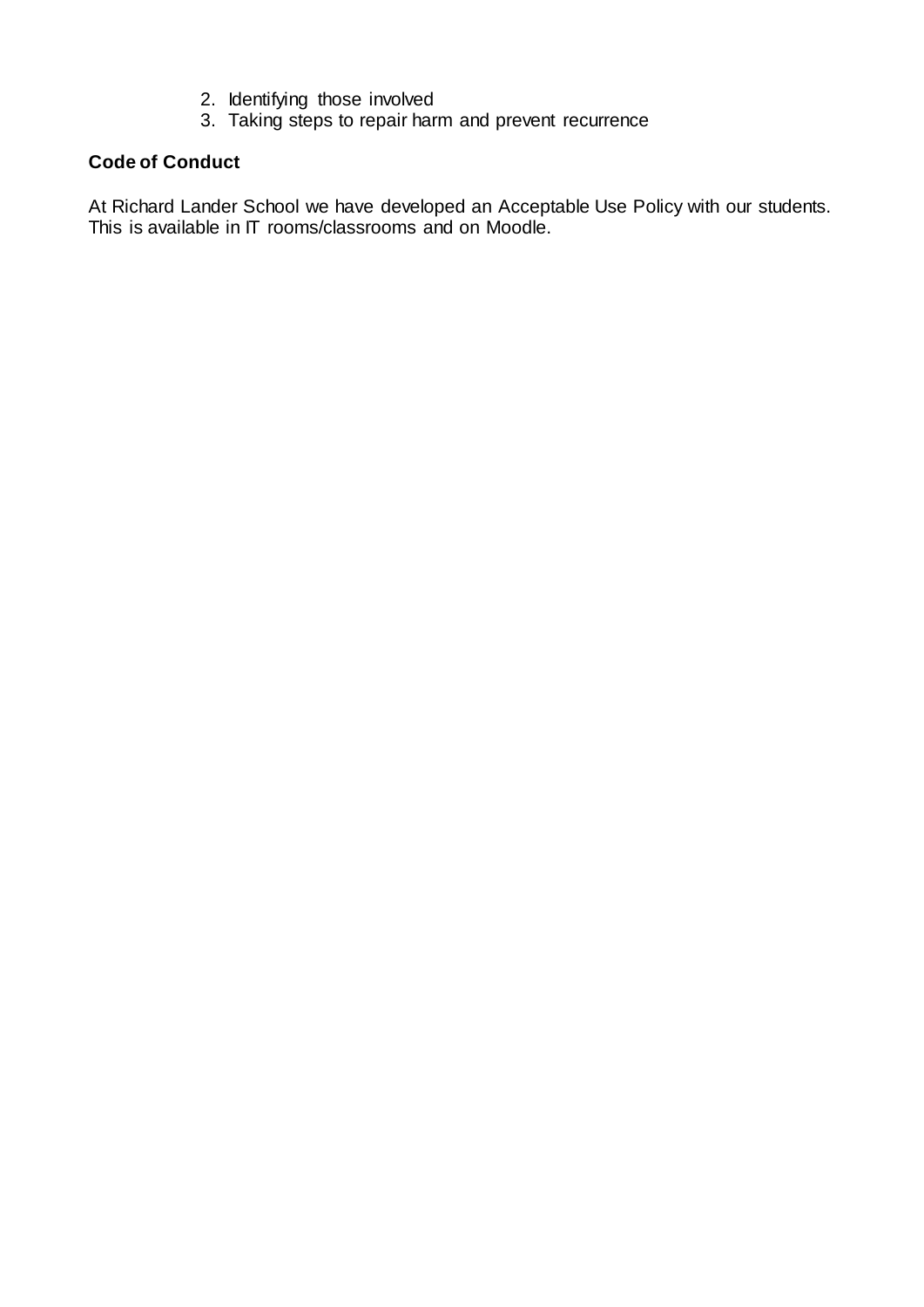2. Identifying those involved
3. Taking steps to repair harm and prevent recurrence

**Code of Conduct**

At Richard Lander School we have developed an Acceptable Use Policy with our students. This is available in IT rooms/classrooms and on Moodle.